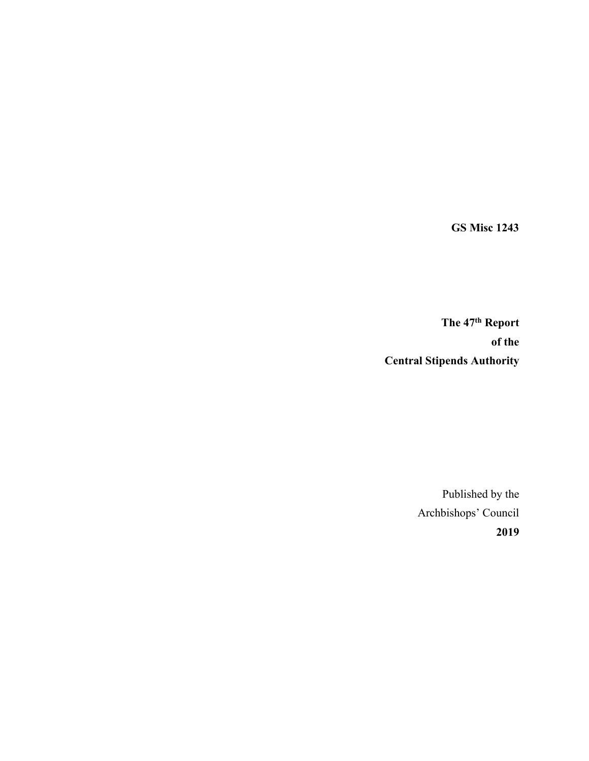**GS Misc 1243**

# The 47th Report of the Central Stipends Authority

Published by the
Archbishops' Council
**2019**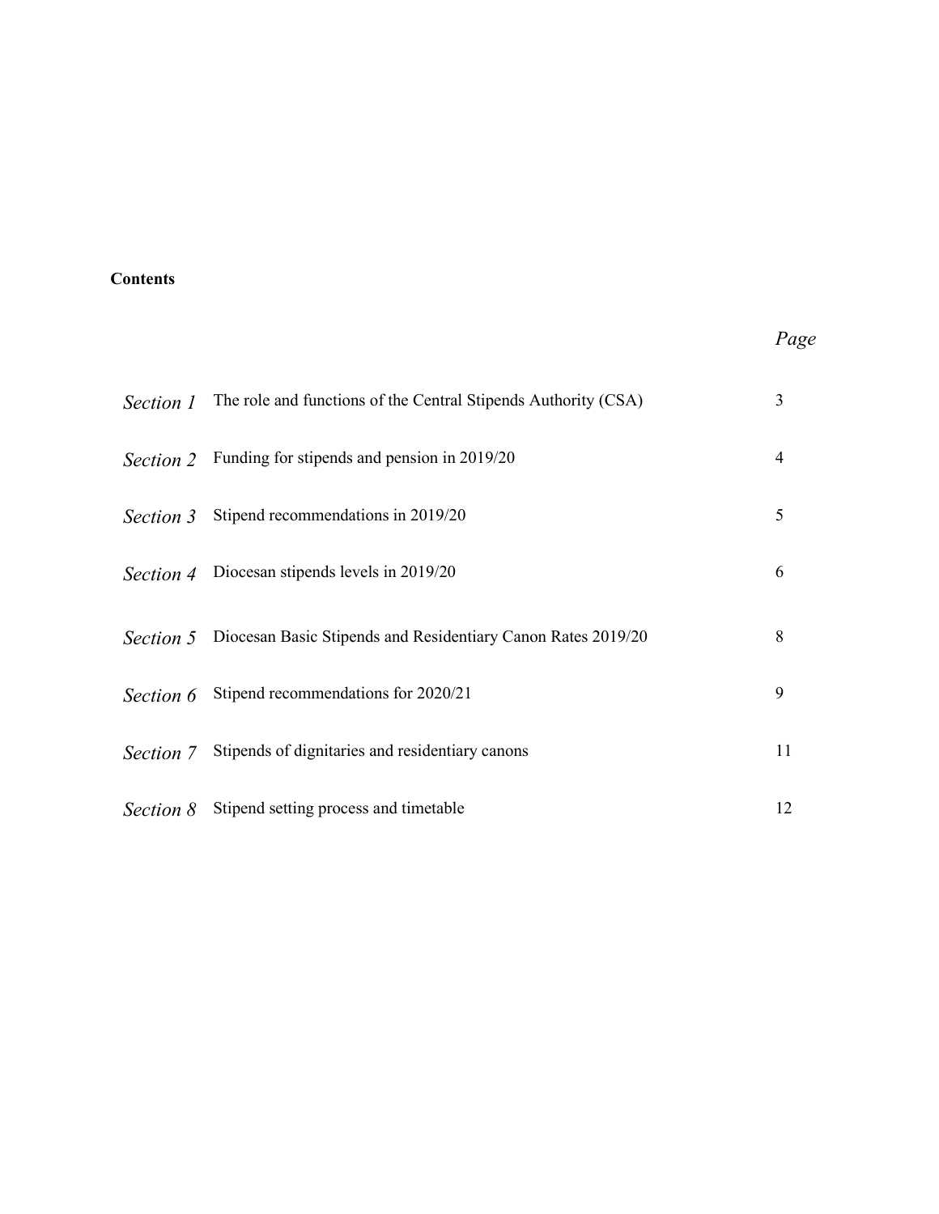**Contents**

| | | *Page* |
|---|---|---|
| *Section 1* | The role and functions of the Central Stipends Authority (CSA) | 3 |
| *Section 2* | Funding for stipends and pension in 2019/20 | 4 |
| *Section 3* | Stipend recommendations in 2019/20 | 5 |
| *Section 4* | Diocesan stipends levels in 2019/20 | 6 |
| *Section 5* | Diocesan Basic Stipends and Residentiary Canon Rates 2019/20 | 8 |
| *Section 6* | Stipend recommendations for 2020/21 | 9 |
| *Section 7* | Stipends of dignitaries and residentiary canons | 11 |
| *Section 8* | Stipend setting process and timetable | 12 |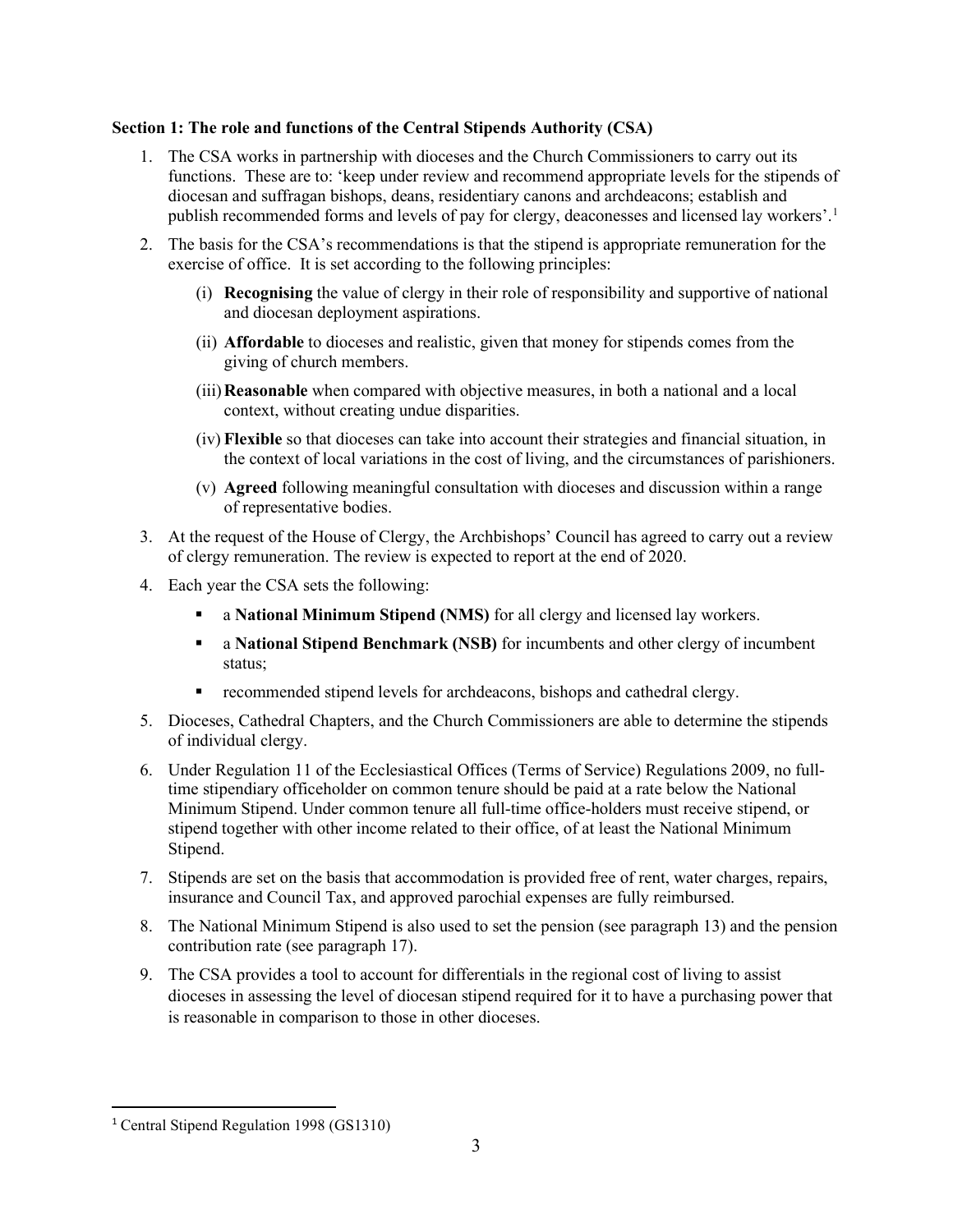**Section 1: The role and functions of the Central Stipends Authority (CSA)**

1. The CSA works in partnership with dioceses and the Church Commissioners to carry out its functions. These are to: 'keep under review and recommend appropriate levels for the stipends of diocesan and suffragan bishops, deans, residentiary canons and archdeacons; establish and publish recommended forms and levels of pay for clergy, deaconesses and licensed lay workers'.[1]

2. The basis for the CSA's recommendations is that the stipend is appropriate remuneration for the exercise of office. It is set according to the following principles:

   (i) **Recognising** the value of clergy in their role of responsibility and supportive of national and diocesan deployment aspirations.

   (ii) **Affordable** to dioceses and realistic, given that money for stipends comes from the giving of church members.

   (iii) **Reasonable** when compared with objective measures, in both a national and a local context, without creating undue disparities.

   (iv) **Flexible** so that dioceses can take into account their strategies and financial situation, in the context of local variations in the cost of living, and the circumstances of parishioners.

   (v) **Agreed** following meaningful consultation with dioceses and discussion within a range of representative bodies.

3. At the request of the House of Clergy, the Archbishops' Council has agreed to carry out a review of clergy remuneration. The review is expected to report at the end of 2020.

4. Each year the CSA sets the following:

   - a **National Minimum Stipend (NMS)** for all clergy and licensed lay workers.
   - a **National Stipend Benchmark (NSB)** for incumbents and other clergy of incumbent status;
   - recommended stipend levels for archdeacons, bishops and cathedral clergy.

5. Dioceses, Cathedral Chapters, and the Church Commissioners are able to determine the stipends of individual clergy.

6. Under Regulation 11 of the Ecclesiastical Offices (Terms of Service) Regulations 2009, no full-time stipendiary officeholder on common tenure should be paid at a rate below the National Minimum Stipend. Under common tenure all full-time office-holders must receive stipend, or stipend together with other income related to their office, of at least the National Minimum Stipend.

7. Stipends are set on the basis that accommodation is provided free of rent, water charges, repairs, insurance and Council Tax, and approved parochial expenses are fully reimbursed.

8. The National Minimum Stipend is also used to set the pension (see paragraph 13) and the pension contribution rate (see paragraph 17).

9. The CSA provides a tool to account for differentials in the regional cost of living to assist dioceses in assessing the level of diocesan stipend required for it to have a purchasing power that is reasonable in comparison to those in other dioceses.

---

[1] Central Stipend Regulation 1998 (GS1310)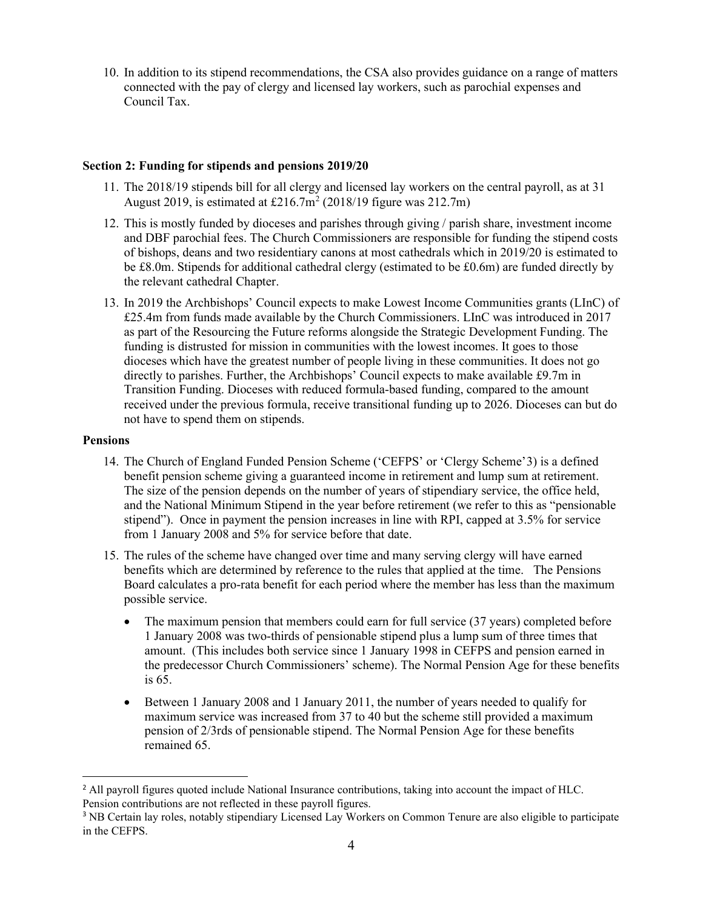10. In addition to its stipend recommendations, the CSA also provides guidance on a range of matters connected with the pay of clergy and licensed lay workers, such as parochial expenses and Council Tax.

**Section 2: Funding for stipends and pensions 2019/20**

11. The 2018/19 stipends bill for all clergy and licensed lay workers on the central payroll, as at 31 August 2019, is estimated at £216.7m[2] (2018/19 figure was 212.7m)

12. This is mostly funded by dioceses and parishes through giving / parish share, investment income and DBF parochial fees. The Church Commissioners are responsible for funding the stipend costs of bishops, deans and two residentiary canons at most cathedrals which in 2019/20 is estimated to be £8.0m. Stipends for additional cathedral clergy (estimated to be £0.6m) are funded directly by the relevant cathedral Chapter.

13. In 2019 the Archbishops' Council expects to make Lowest Income Communities grants (LInC) of £25.4m from funds made available by the Church Commissioners. LInC was introduced in 2017 as part of the Resourcing the Future reforms alongside the Strategic Development Funding. The funding is distrusted for mission in communities with the lowest incomes. It goes to those dioceses which have the greatest number of people living in these communities. It does not go directly to parishes. Further, the Archbishops' Council expects to make available £9.7m in Transition Funding. Dioceses with reduced formula-based funding, compared to the amount received under the previous formula, receive transitional funding up to 2026. Dioceses can but do not have to spend them on stipends.

**Pensions**

14. The Church of England Funded Pension Scheme ('CEFPS' or 'Clergy Scheme'3) is a defined benefit pension scheme giving a guaranteed income in retirement and lump sum at retirement. The size of the pension depends on the number of years of stipendiary service, the office held, and the National Minimum Stipend in the year before retirement (we refer to this as "pensionable stipend"). Once in payment the pension increases in line with RPI, capped at 3.5% for service from 1 January 2008 and 5% for service before that date.

15. The rules of the scheme have changed over time and many serving clergy will have earned benefits which are determined by reference to the rules that applied at the time. The Pensions Board calculates a pro-rata benefit for each period where the member has less than the maximum possible service.

    - The maximum pension that members could earn for full service (37 years) completed before 1 January 2008 was two-thirds of pensionable stipend plus a lump sum of three times that amount. (This includes both service since 1 January 1998 in CEFPS and pension earned in the predecessor Church Commissioners' scheme). The Normal Pension Age for these benefits is 65.

    - Between 1 January 2008 and 1 January 2011, the number of years needed to qualify for maximum service was increased from 37 to 40 but the scheme still provided a maximum pension of 2/3rds of pensionable stipend. The Normal Pension Age for these benefits remained 65.

---

[2] All payroll figures quoted include National Insurance contributions, taking into account the impact of HLC. Pension contributions are not reflected in these payroll figures.

[3] NB Certain lay roles, notably stipendiary Licensed Lay Workers on Common Tenure are also eligible to participate in the CEFPS.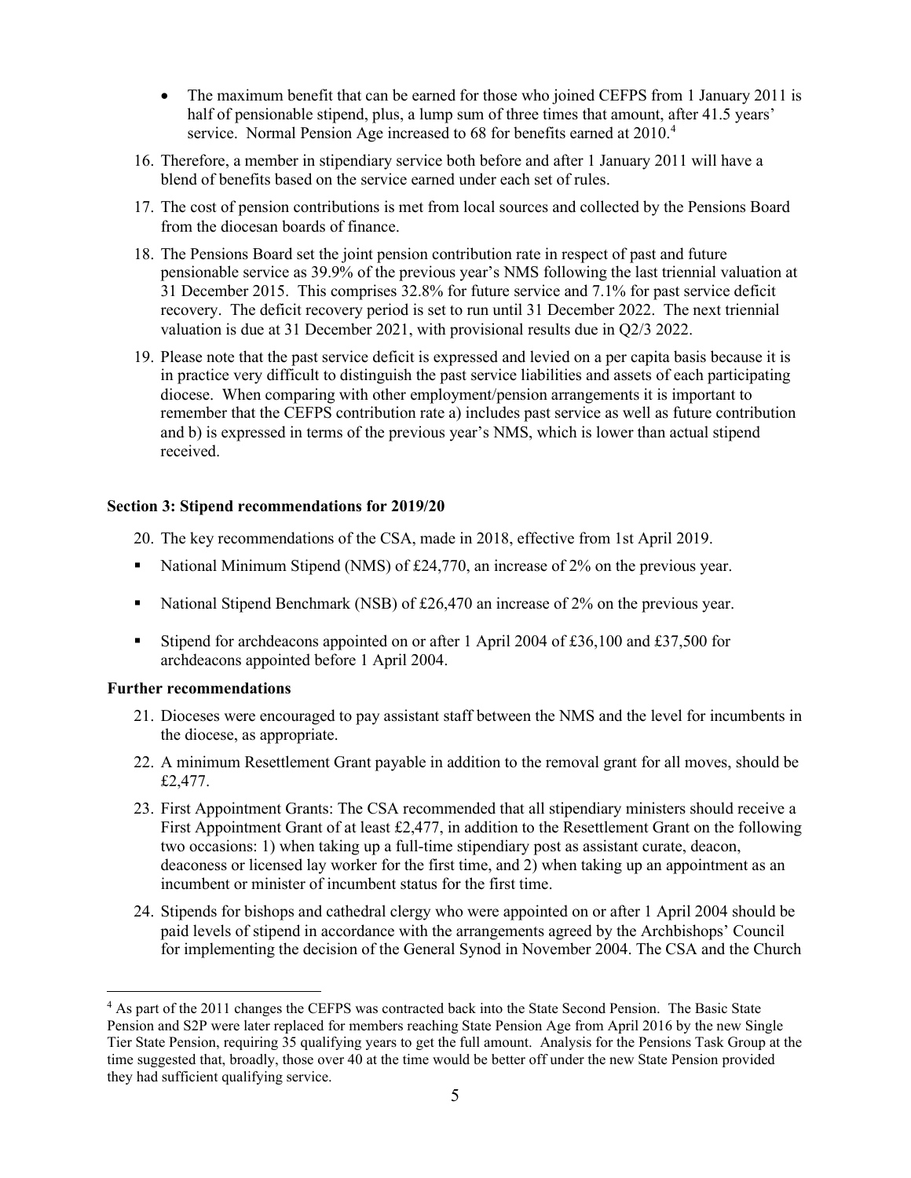- The maximum benefit that can be earned for those who joined CEFPS from 1 January 2011 is half of pensionable stipend, plus, a lump sum of three times that amount, after 41.5 years' service. Normal Pension Age increased to 68 for benefits earned at 2010.[4]

16. Therefore, a member in stipendiary service both before and after 1 January 2011 will have a blend of benefits based on the service earned under each set of rules.

17. The cost of pension contributions is met from local sources and collected by the Pensions Board from the diocesan boards of finance.

18. The Pensions Board set the joint pension contribution rate in respect of past and future pensionable service as 39.9% of the previous year's NMS following the last triennial valuation at 31 December 2015. This comprises 32.8% for future service and 7.1% for past service deficit recovery. The deficit recovery period is set to run until 31 December 2022. The next triennial valuation is due at 31 December 2021, with provisional results due in Q2/3 2022.

19. Please note that the past service deficit is expressed and levied on a per capita basis because it is in practice very difficult to distinguish the past service liabilities and assets of each participating diocese. When comparing with other employment/pension arrangements it is important to remember that the CEFPS contribution rate a) includes past service as well as future contribution and b) is expressed in terms of the previous year's NMS, which is lower than actual stipend received.

**Section 3: Stipend recommendations for 2019/20**

20. The key recommendations of the CSA, made in 2018, effective from 1st April 2019.

- National Minimum Stipend (NMS) of £24,770, an increase of 2% on the previous year.
- National Stipend Benchmark (NSB) of £26,470 an increase of 2% on the previous year.
- Stipend for archdeacons appointed on or after 1 April 2004 of £36,100 and £37,500 for archdeacons appointed before 1 April 2004.

**Further recommendations**

21. Dioceses were encouraged to pay assistant staff between the NMS and the level for incumbents in the diocese, as appropriate.

22. A minimum Resettlement Grant payable in addition to the removal grant for all moves, should be £2,477.

23. First Appointment Grants: The CSA recommended that all stipendiary ministers should receive a First Appointment Grant of at least £2,477, in addition to the Resettlement Grant on the following two occasions: 1) when taking up a full-time stipendiary post as assistant curate, deacon, deaconess or licensed lay worker for the first time, and 2) when taking up an appointment as an incumbent or minister of incumbent status for the first time.

24. Stipends for bishops and cathedral clergy who were appointed on or after 1 April 2004 should be paid levels of stipend in accordance with the arrangements agreed by the Archbishops' Council for implementing the decision of the General Synod in November 2004. The CSA and the Church

[4] As part of the 2011 changes the CEFPS was contracted back into the State Second Pension. The Basic State Pension and S2P were later replaced for members reaching State Pension Age from April 2016 by the new Single Tier State Pension, requiring 35 qualifying years to get the full amount. Analysis for the Pensions Task Group at the time suggested that, broadly, those over 40 at the time would be better off under the new State Pension provided they had sufficient qualifying service.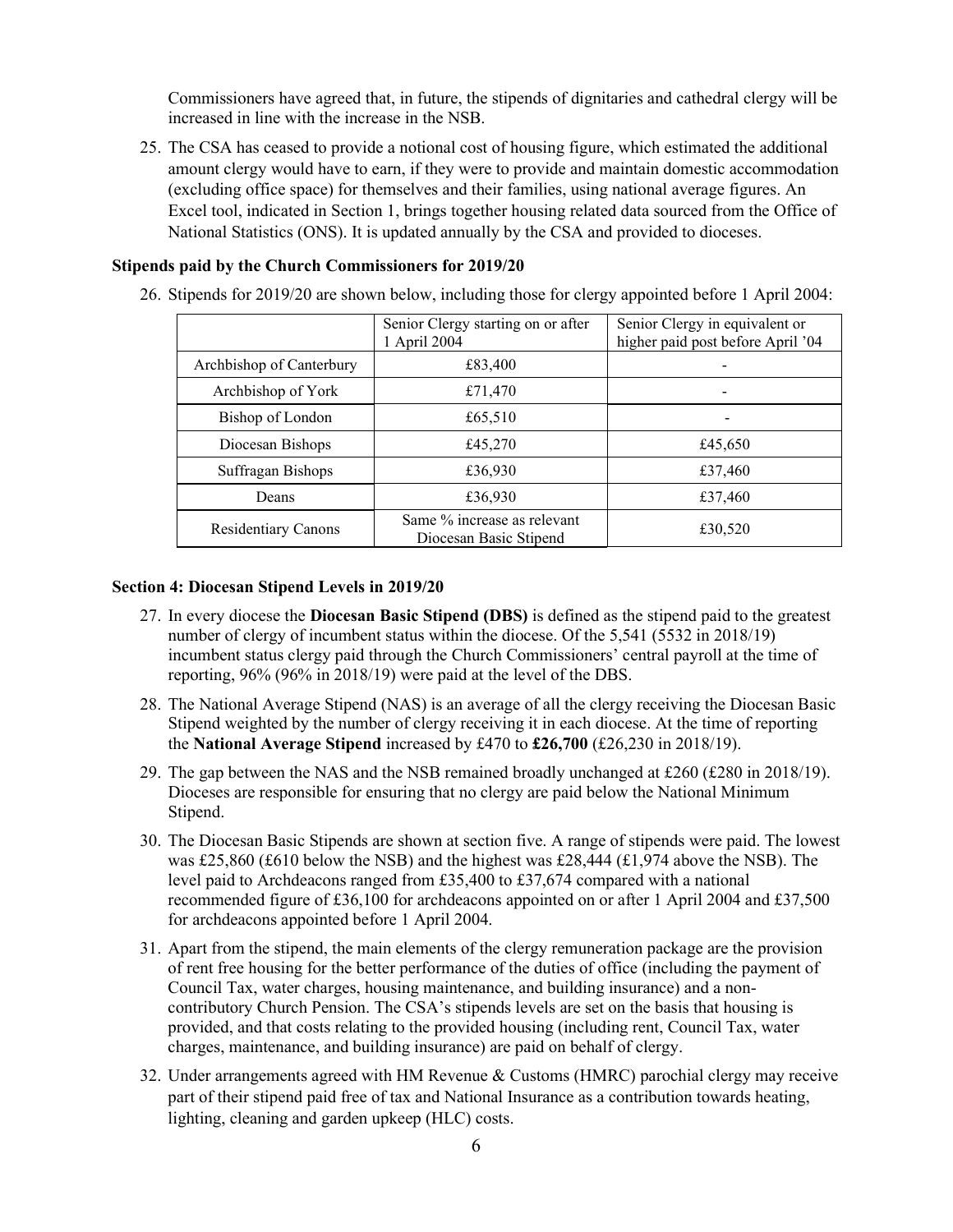Commissioners have agreed that, in future, the stipends of dignitaries and cathedral clergy will be increased in line with the increase in the NSB.

25. The CSA has ceased to provide a notional cost of housing figure, which estimated the additional amount clergy would have to earn, if they were to provide and maintain domestic accommodation (excluding office space) for themselves and their families, using national average figures. An Excel tool, indicated in Section 1, brings together housing related data sourced from the Office of National Statistics (ONS). It is updated annually by the CSA and provided to dioceses.

**Stipends paid by the Church Commissioners for 2019/20**

26. Stipends for 2019/20 are shown below, including those for clergy appointed before 1 April 2004:

| | Senior Clergy starting on or after 1 April 2004 | Senior Clergy in equivalent or higher paid post before April '04 |
|---|---|---|
| Archbishop of Canterbury | £83,400 | - |
| Archbishop of York | £71,470 | - |
| Bishop of London | £65,510 | - |
| Diocesan Bishops | £45,270 | £45,650 |
| Suffragan Bishops | £36,930 | £37,460 |
| Deans | £36,930 | £37,460 |
| Residentiary Canons | Same % increase as relevant Diocesan Basic Stipend | £30,520 |

**Section 4: Diocesan Stipend Levels in 2019/20**

27. In every diocese the **Diocesan Basic Stipend (DBS)** is defined as the stipend paid to the greatest number of clergy of incumbent status within the diocese. Of the 5,541 (5532 in 2018/19) incumbent status clergy paid through the Church Commissioners' central payroll at the time of reporting, 96% (96% in 2018/19) were paid at the level of the DBS.

28. The National Average Stipend (NAS) is an average of all the clergy receiving the Diocesan Basic Stipend weighted by the number of clergy receiving it in each diocese. At the time of reporting the **National Average Stipend** increased by £470 to **£26,700** (£26,230 in 2018/19).

29. The gap between the NAS and the NSB remained broadly unchanged at £260 (£280 in 2018/19). Dioceses are responsible for ensuring that no clergy are paid below the National Minimum Stipend.

30. The Diocesan Basic Stipends are shown at section five. A range of stipends were paid. The lowest was £25,860 (£610 below the NSB) and the highest was £28,444 (£1,974 above the NSB). The level paid to Archdeacons ranged from £35,400 to £37,674 compared with a national recommended figure of £36,100 for archdeacons appointed on or after 1 April 2004 and £37,500 for archdeacons appointed before 1 April 2004.

31. Apart from the stipend, the main elements of the clergy remuneration package are the provision of rent free housing for the better performance of the duties of office (including the payment of Council Tax, water charges, housing maintenance, and building insurance) and a non-contributory Church Pension. The CSA's stipends levels are set on the basis that housing is provided, and that costs relating to the provided housing (including rent, Council Tax, water charges, maintenance, and building insurance) are paid on behalf of clergy.

32. Under arrangements agreed with HM Revenue & Customs (HMRC) parochial clergy may receive part of their stipend paid free of tax and National Insurance as a contribution towards heating, lighting, cleaning and garden upkeep (HLC) costs.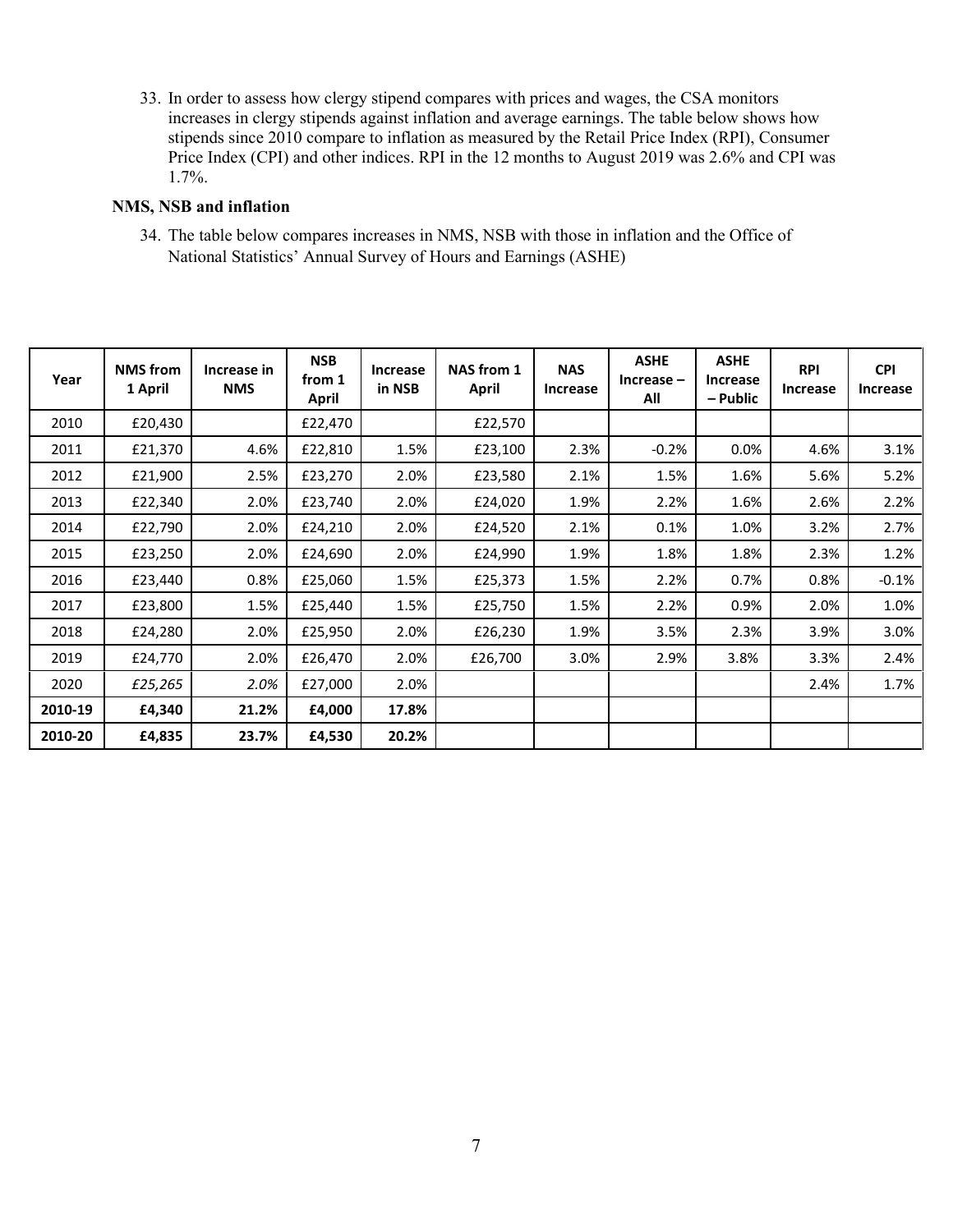33. In order to assess how clergy stipend compares with prices and wages, the CSA monitors increases in clergy stipends against inflation and average earnings. The table below shows how stipends since 2010 compare to inflation as measured by the Retail Price Index (RPI), Consumer Price Index (CPI) and other indices. RPI in the 12 months to August 2019 was 2.6% and CPI was 1.7%.

**NMS, NSB and inflation**

34. The table below compares increases in NMS, NSB with those in inflation and the Office of National Statistics' Annual Survey of Hours and Earnings (ASHE)

| Year | NMS from 1 April | Increase in NMS | NSB from 1 April | Increase in NSB | NAS from 1 April | NAS Increase | ASHE Increase – All | ASHE Increase – Public | RPI Increase | CPI Increase |
|---|---|---|---|---|---|---|---|---|---|---|
| 2010 | £20,430 | | £22,470 | | £22,570 | | | | | |
| 2011 | £21,370 | 4.6% | £22,810 | 1.5% | £23,100 | 2.3% | -0.2% | 0.0% | 4.6% | 3.1% |
| 2012 | £21,900 | 2.5% | £23,270 | 2.0% | £23,580 | 2.1% | 1.5% | 1.6% | 5.6% | 5.2% |
| 2013 | £22,340 | 2.0% | £23,740 | 2.0% | £24,020 | 1.9% | 2.2% | 1.6% | 2.6% | 2.2% |
| 2014 | £22,790 | 2.0% | £24,210 | 2.0% | £24,520 | 2.1% | 0.1% | 1.0% | 3.2% | 2.7% |
| 2015 | £23,250 | 2.0% | £24,690 | 2.0% | £24,990 | 1.9% | 1.8% | 1.8% | 2.3% | 1.2% |
| 2016 | £23,440 | 0.8% | £25,060 | 1.5% | £25,373 | 1.5% | 2.2% | 0.7% | 0.8% | -0.1% |
| 2017 | £23,800 | 1.5% | £25,440 | 1.5% | £25,750 | 1.5% | 2.2% | 0.9% | 2.0% | 1.0% |
| 2018 | £24,280 | 2.0% | £25,950 | 2.0% | £26,230 | 1.9% | 3.5% | 2.3% | 3.9% | 3.0% |
| 2019 | £24,770 | 2.0% | £26,470 | 2.0% | £26,700 | 3.0% | 2.9% | 3.8% | 3.3% | 2.4% |
| 2020 | *£25,265* | *2.0%* | £27,000 | 2.0% | | | | | 2.4% | 1.7% |
| **2010-19** | **£4,340** | **21.2%** | **£4,000** | **17.8%** | | | | | | |
| **2010-20** | **£4,835** | **23.7%** | **£4,530** | **20.2%** | | | | | | |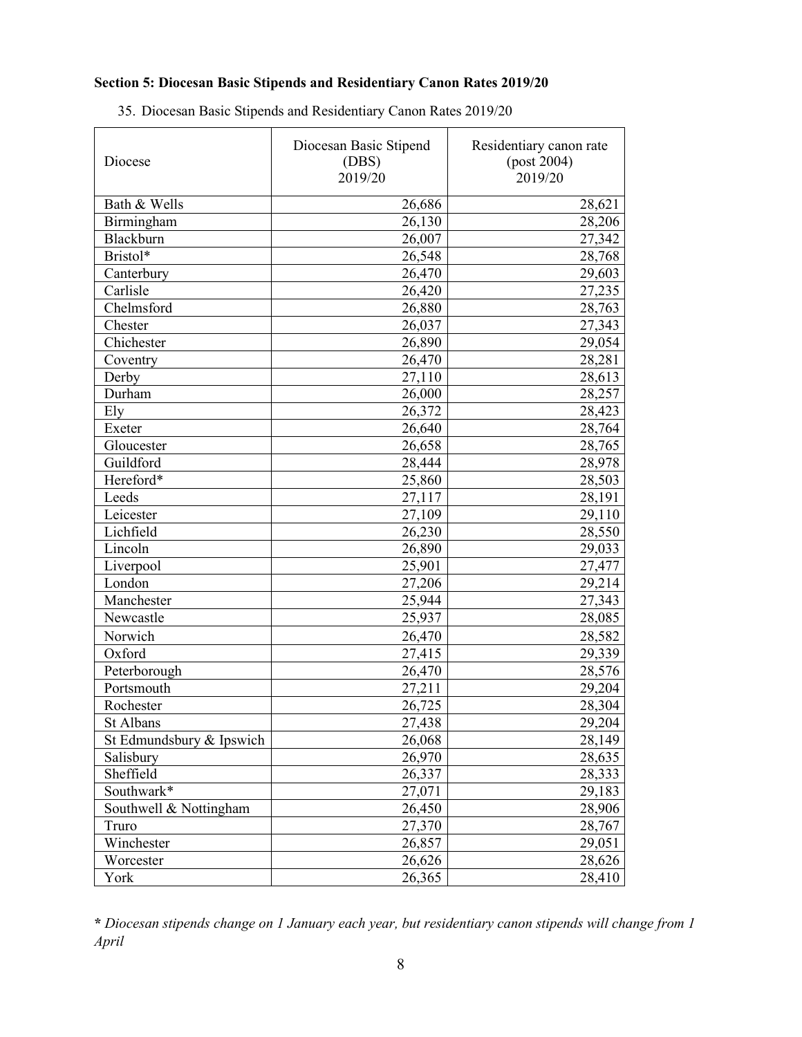## Section 5: Diocesan Basic Stipends and Residentiary Canon Rates 2019/20

35. Diocesan Basic Stipends and Residentiary Canon Rates 2019/20

| Diocese | Diocesan Basic Stipend (DBS) 2019/20 | Residentiary canon rate (post 2004) 2019/20 |
|---|---|---|
| Bath & Wells | 26,686 | 28,621 |
| Birmingham | 26,130 | 28,206 |
| Blackburn | 26,007 | 27,342 |
| Bristol* | 26,548 | 28,768 |
| Canterbury | 26,470 | 29,603 |
| Carlisle | 26,420 | 27,235 |
| Chelmsford | 26,880 | 28,763 |
| Chester | 26,037 | 27,343 |
| Chichester | 26,890 | 29,054 |
| Coventry | 26,470 | 28,281 |
| Derby | 27,110 | 28,613 |
| Durham | 26,000 | 28,257 |
| Ely | 26,372 | 28,423 |
| Exeter | 26,640 | 28,764 |
| Gloucester | 26,658 | 28,765 |
| Guildford | 28,444 | 28,978 |
| Hereford* | 25,860 | 28,503 |
| Leeds | 27,117 | 28,191 |
| Leicester | 27,109 | 29,110 |
| Lichfield | 26,230 | 28,550 |
| Lincoln | 26,890 | 29,033 |
| Liverpool | 25,901 | 27,477 |
| London | 27,206 | 29,214 |
| Manchester | 25,944 | 27,343 |
| Newcastle | 25,937 | 28,085 |
| Norwich | 26,470 | 28,582 |
| Oxford | 27,415 | 29,339 |
| Peterborough | 26,470 | 28,576 |
| Portsmouth | 27,211 | 29,204 |
| Rochester | 26,725 | 28,304 |
| St Albans | 27,438 | 29,204 |
| St Edmundsbury & Ipswich | 26,068 | 28,149 |
| Salisbury | 26,970 | 28,635 |
| Sheffield | 26,337 | 28,333 |
| Southwark* | 27,071 | 29,183 |
| Southwell & Nottingham | 26,450 | 28,906 |
| Truro | 27,370 | 28,767 |
| Winchester | 26,857 | 29,051 |
| Worcester | 26,626 | 28,626 |
| York | 26,365 | 28,410 |

***** *Diocesan stipends change on 1 January each year, but residentiary canon stipends will change from 1 April*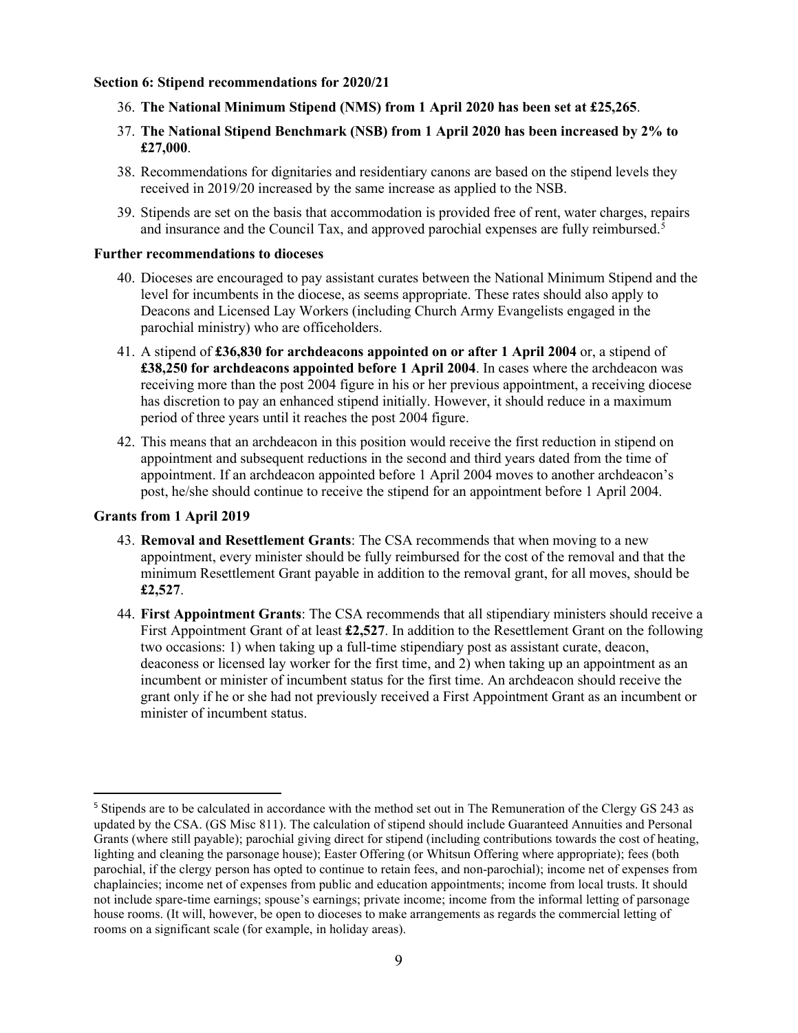**Section 6: Stipend recommendations for 2020/21**

36. **The National Minimum Stipend (NMS) from 1 April 2020 has been set at £25,265**.

37. **The National Stipend Benchmark (NSB) from 1 April 2020 has been increased by 2% to £27,000**.

38. Recommendations for dignitaries and residentiary canons are based on the stipend levels they received in 2019/20 increased by the same increase as applied to the NSB.

39. Stipends are set on the basis that accommodation is provided free of rent, water charges, repairs and insurance and the Council Tax, and approved parochial expenses are fully reimbursed.[5]

**Further recommendations to dioceses**

40. Dioceses are encouraged to pay assistant curates between the National Minimum Stipend and the level for incumbents in the diocese, as seems appropriate. These rates should also apply to Deacons and Licensed Lay Workers (including Church Army Evangelists engaged in the parochial ministry) who are officeholders.

41. A stipend of **£36,830 for archdeacons appointed on or after 1 April 2004** or, a stipend of **£38,250 for archdeacons appointed before 1 April 2004**. In cases where the archdeacon was receiving more than the post 2004 figure in his or her previous appointment, a receiving diocese has discretion to pay an enhanced stipend initially. However, it should reduce in a maximum period of three years until it reaches the post 2004 figure.

42. This means that an archdeacon in this position would receive the first reduction in stipend on appointment and subsequent reductions in the second and third years dated from the time of appointment. If an archdeacon appointed before 1 April 2004 moves to another archdeacon's post, he/she should continue to receive the stipend for an appointment before 1 April 2004.

**Grants from 1 April 2019**

43. **Removal and Resettlement Grants**: The CSA recommends that when moving to a new appointment, every minister should be fully reimbursed for the cost of the removal and that the minimum Resettlement Grant payable in addition to the removal grant, for all moves, should be **£2,527**.

44. **First Appointment Grants**: The CSA recommends that all stipendiary ministers should receive a First Appointment Grant of at least **£2,527**. In addition to the Resettlement Grant on the following two occasions: 1) when taking up a full-time stipendiary post as assistant curate, deacon, deaconess or licensed lay worker for the first time, and 2) when taking up an appointment as an incumbent or minister of incumbent status for the first time. An archdeacon should receive the grant only if he or she had not previously received a First Appointment Grant as an incumbent or minister of incumbent status.

---

[5] Stipends are to be calculated in accordance with the method set out in The Remuneration of the Clergy GS 243 as updated by the CSA. (GS Misc 811). The calculation of stipend should include Guaranteed Annuities and Personal Grants (where still payable); parochial giving direct for stipend (including contributions towards the cost of heating, lighting and cleaning the parsonage house); Easter Offering (or Whitsun Offering where appropriate); fees (both parochial, if the clergy person has opted to continue to retain fees, and non-parochial); income net of expenses from chaplaincies; income net of expenses from public and education appointments; income from local trusts. It should not include spare-time earnings; spouse's earnings; private income; income from the informal letting of parsonage house rooms. (It will, however, be open to dioceses to make arrangements as regards the commercial letting of rooms on a significant scale (for example, in holiday areas).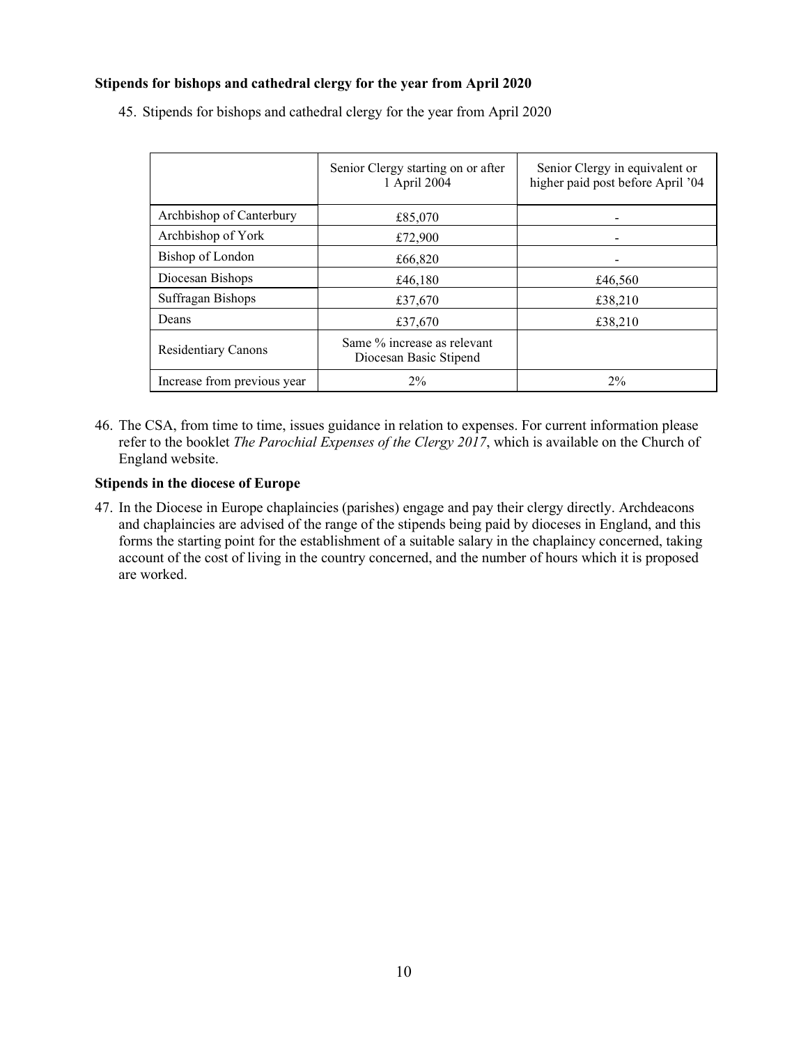**Stipends for bishops and cathedral clergy for the year from April 2020**

45. Stipends for bishops and cathedral clergy for the year from April 2020

| | Senior Clergy starting on or after 1 April 2004 | Senior Clergy in equivalent or higher paid post before April '04 |
|---|---|---|
| Archbishop of Canterbury | £85,070 | - |
| Archbishop of York | £72,900 | - |
| Bishop of London | £66,820 | - |
| Diocesan Bishops | £46,180 | £46,560 |
| Suffragan Bishops | £37,670 | £38,210 |
| Deans | £37,670 | £38,210 |
| Residentiary Canons | Same % increase as relevant Diocesan Basic Stipend | |
| Increase from previous year | 2% | 2% |

46. The CSA, from time to time, issues guidance in relation to expenses. For current information please refer to the booklet *The Parochial Expenses of the Clergy 2017*, which is available on the Church of England website.

**Stipends in the diocese of Europe**

47. In the Diocese in Europe chaplaincies (parishes) engage and pay their clergy directly. Archdeacons and chaplaincies are advised of the range of the stipends being paid by dioceses in England, and this forms the starting point for the establishment of a suitable salary in the chaplaincy concerned, taking account of the cost of living in the country concerned, and the number of hours which it is proposed are worked.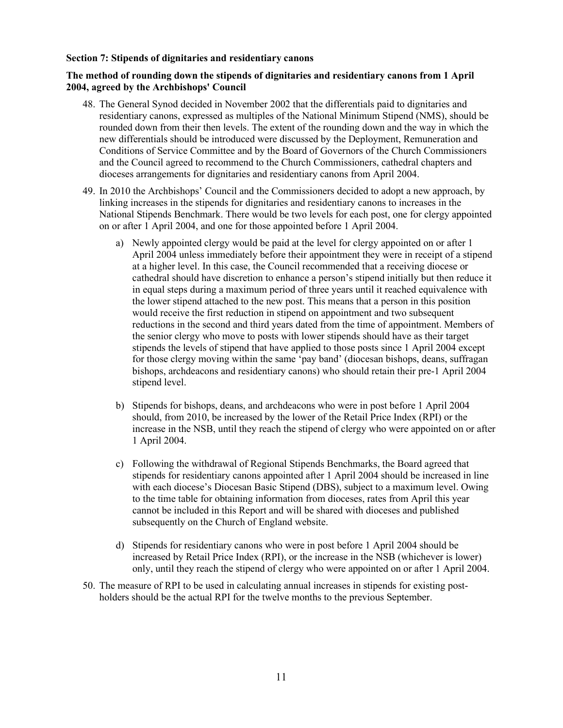**Section 7: Stipends of dignitaries and residentiary canons**

**The method of rounding down the stipends of dignitaries and residentiary canons from 1 April 2004, agreed by the Archbishops' Council**

48. The General Synod decided in November 2002 that the differentials paid to dignitaries and residentiary canons, expressed as multiples of the National Minimum Stipend (NMS), should be rounded down from their then levels. The extent of the rounding down and the way in which the new differentials should be introduced were discussed by the Deployment, Remuneration and Conditions of Service Committee and by the Board of Governors of the Church Commissioners and the Council agreed to recommend to the Church Commissioners, cathedral chapters and dioceses arrangements for dignitaries and residentiary canons from April 2004.

49. In 2010 the Archbishops' Council and the Commissioners decided to adopt a new approach, by linking increases in the stipends for dignitaries and residentiary canons to increases in the National Stipends Benchmark. There would be two levels for each post, one for clergy appointed on or after 1 April 2004, and one for those appointed before 1 April 2004.

    a) Newly appointed clergy would be paid at the level for clergy appointed on or after 1 April 2004 unless immediately before their appointment they were in receipt of a stipend at a higher level. In this case, the Council recommended that a receiving diocese or cathedral should have discretion to enhance a person's stipend initially but then reduce it in equal steps during a maximum period of three years until it reached equivalence with the lower stipend attached to the new post. This means that a person in this position would receive the first reduction in stipend on appointment and two subsequent reductions in the second and third years dated from the time of appointment. Members of the senior clergy who move to posts with lower stipends should have as their target stipends the levels of stipend that have applied to those posts since 1 April 2004 except for those clergy moving within the same 'pay band' (diocesan bishops, deans, suffragan bishops, archdeacons and residentiary canons) who should retain their pre-1 April 2004 stipend level.

    b) Stipends for bishops, deans, and archdeacons who were in post before 1 April 2004 should, from 2010, be increased by the lower of the Retail Price Index (RPI) or the increase in the NSB, until they reach the stipend of clergy who were appointed on or after 1 April 2004.

    c) Following the withdrawal of Regional Stipends Benchmarks, the Board agreed that stipends for residentiary canons appointed after 1 April 2004 should be increased in line with each diocese's Diocesan Basic Stipend (DBS), subject to a maximum level. Owing to the time table for obtaining information from dioceses, rates from April this year cannot be included in this Report and will be shared with dioceses and published subsequently on the Church of England website.

    d) Stipends for residentiary canons who were in post before 1 April 2004 should be increased by Retail Price Index (RPI), or the increase in the NSB (whichever is lower) only, until they reach the stipend of clergy who were appointed on or after 1 April 2004.

50. The measure of RPI to be used in calculating annual increases in stipends for existing post-holders should be the actual RPI for the twelve months to the previous September.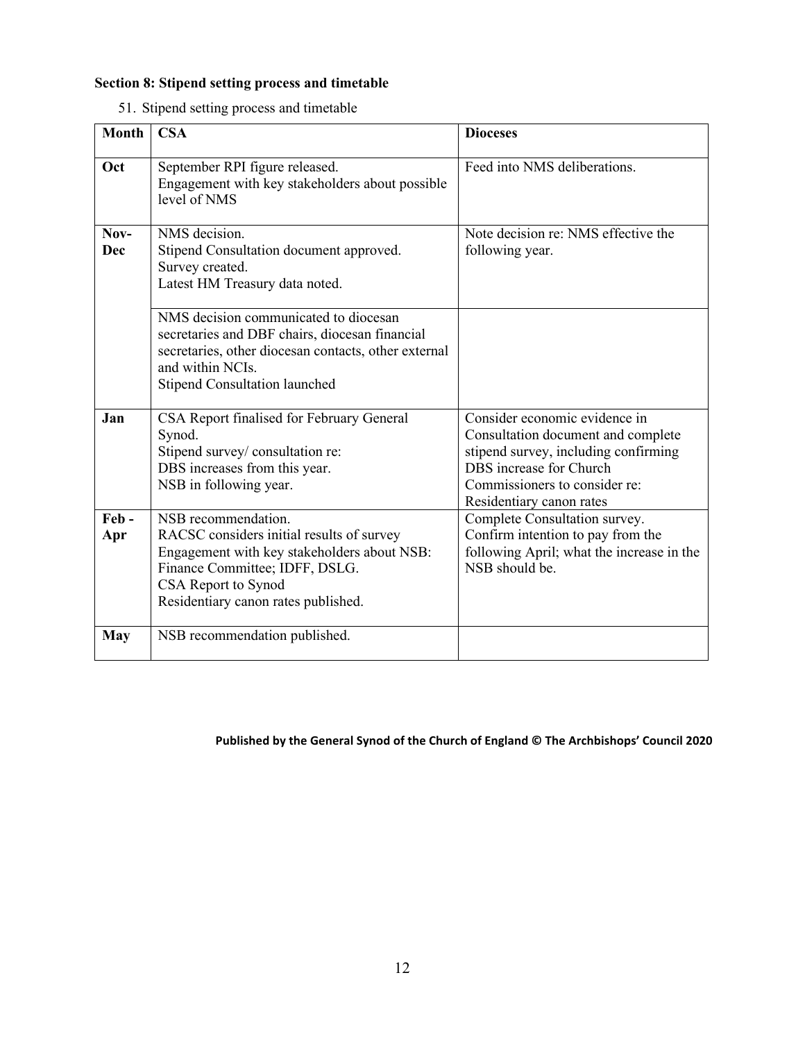**Section 8: Stipend setting process and timetable**

51. Stipend setting process and timetable

| Month | CSA | Dioceses |
|---|---|---|
| Oct | September RPI figure released.<br>Engagement with key stakeholders about possible level of NMS | Feed into NMS deliberations. |
| Nov-Dec | NMS decision.<br>Stipend Consultation document approved.<br>Survey created.<br>Latest HM Treasury data noted. | Note decision re: NMS effective the following year. |
| | NMS decision communicated to diocesan secretaries and DBF chairs, diocesan financial secretaries, other diocesan contacts, other external and within NCIs.<br>Stipend Consultation launched | |
| Jan | CSA Report finalised for February General Synod.<br>Stipend survey/ consultation re:<br>DBS increases from this year.<br>NSB in following year. | Consider economic evidence in Consultation document and complete stipend survey, including confirming DBS increase for Church Commissioners to consider re: Residentiary canon rates |
| Feb - Apr | NSB recommendation.<br>RACSC considers initial results of survey<br>Engagement with key stakeholders about NSB: Finance Committee; IDFF, DSLG.<br>CSA Report to Synod<br>Residentiary canon rates published. | Complete Consultation survey.<br>Confirm intention to pay from the following April; what the increase in the NSB should be. |
| May | NSB recommendation published. | |

**Published by the General Synod of the Church of England © The Archbishops' Council 2020**